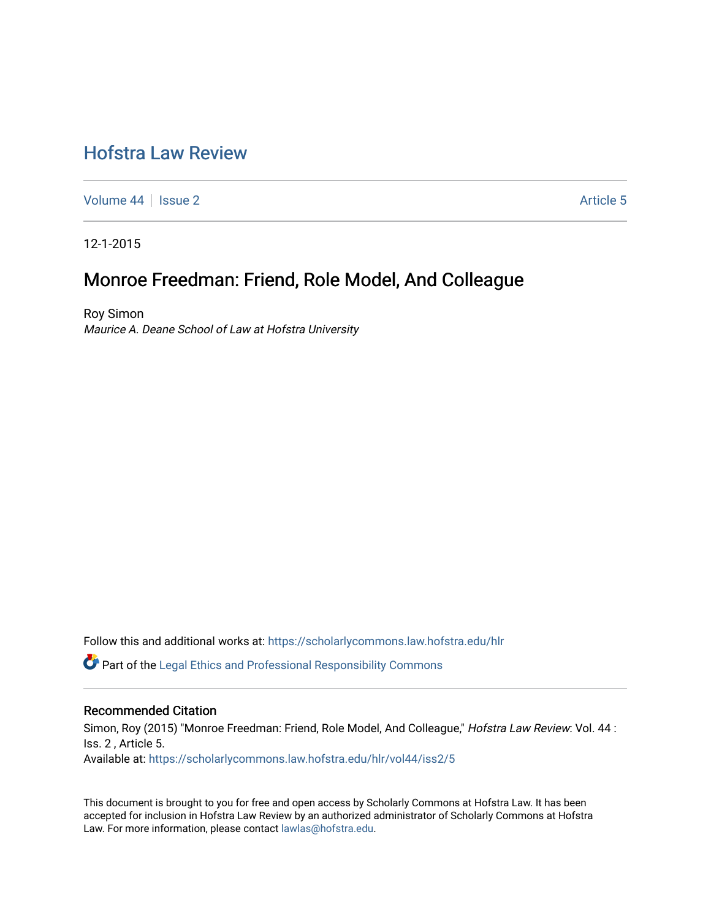# Hofstra Law Review

Volume 44 | Issue 2 | Article 5

12-1-2015

## Monroe Freedman: Friend, Role Model, And Colleague

Roy Simon
*Maurice A. Deane School of Law at Hofstra University*

Follow this and additional works at: https://scholarlycommons.law.hofstra.edu/hlr

Part of the Legal Ethics and Professional Responsibility Commons

### Recommended Citation

Simon, Roy (2015) "Monroe Freedman: Friend, Role Model, And Colleague," *Hofstra Law Review*: Vol. 44 : Iss. 2 , Article 5.
Available at: https://scholarlycommons.law.hofstra.edu/hlr/vol44/iss2/5

This document is brought to you for free and open access by Scholarly Commons at Hofstra Law. It has been accepted for inclusion in Hofstra Law Review by an authorized administrator of Scholarly Commons at Hofstra Law. For more information, please contact lawlas@hofstra.edu.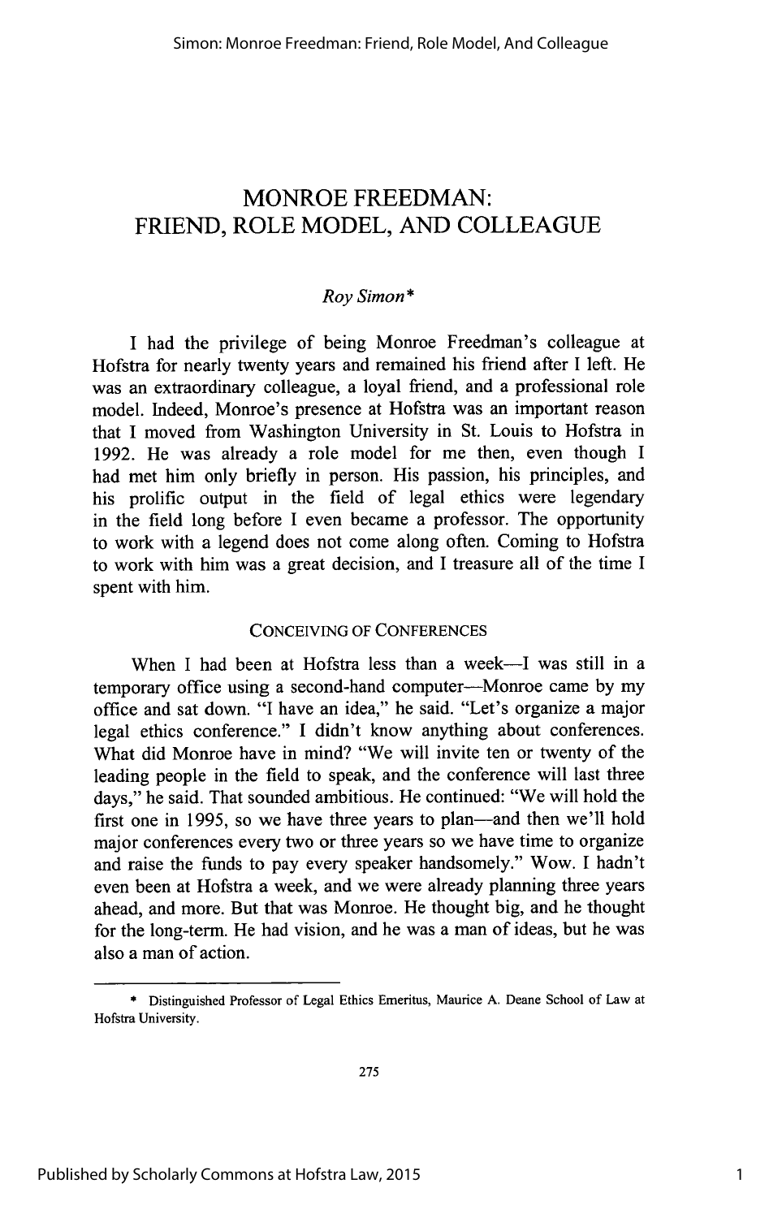# MONROE FREEDMAN: FRIEND, ROLE MODEL, AND COLLEAGUE

*Roy Simon\**

I had the privilege of being Monroe Freedman's colleague at Hofstra for nearly twenty years and remained his friend after I left. He was an extraordinary colleague, a loyal friend, and a professional role model. Indeed, Monroe's presence at Hofstra was an important reason that I moved from Washington University in St. Louis to Hofstra in 1992. He was already a role model for me then, even though I had met him only briefly in person. His passion, his principles, and his prolific output in the field of legal ethics were legendary in the field long before I even became a professor. The opportunity to work with a legend does not come along often. Coming to Hofstra to work with him was a great decision, and I treasure all of the time I spent with him.

## CONCEIVING OF CONFERENCES

When I had been at Hofstra less than a week—I was still in a temporary office using a second-hand computer—Monroe came by my office and sat down. "I have an idea," he said. "Let's organize a major legal ethics conference." I didn't know anything about conferences. What did Monroe have in mind? "We will invite ten or twenty of the leading people in the field to speak, and the conference will last three days," he said. That sounded ambitious. He continued: "We will hold the first one in 1995, so we have three years to plan—and then we'll hold major conferences every two or three years so we have time to organize and raise the funds to pay every speaker handsomely." Wow. I hadn't even been at Hofstra a week, and we were already planning three years ahead, and more. But that was Monroe. He thought big, and he thought for the long-term. He had vision, and he was a man of ideas, but he was also a man of action.

\* Distinguished Professor of Legal Ethics Emeritus, Maurice A. Deane School of Law at Hofstra University.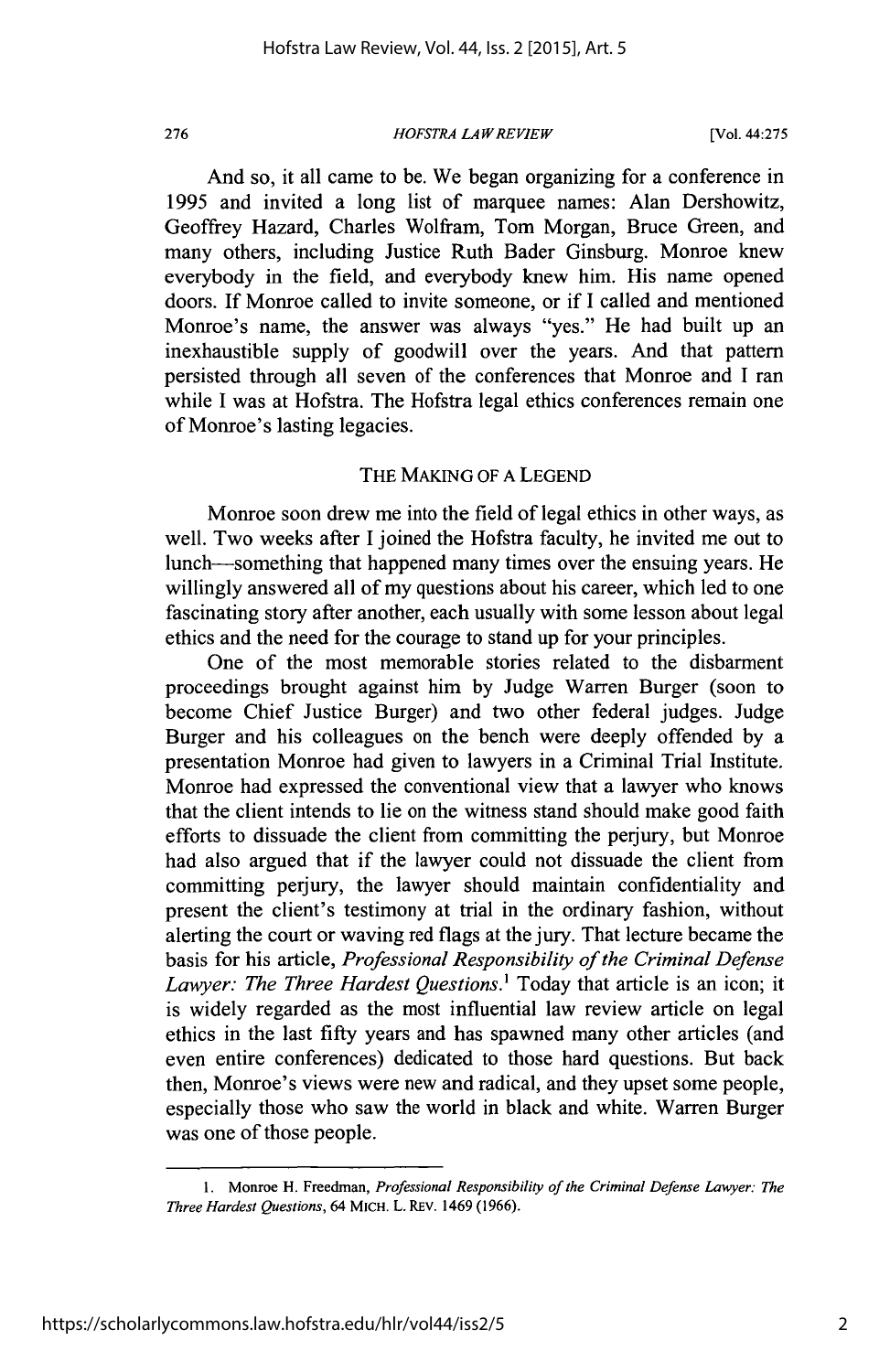And so, it all came to be. We began organizing for a conference in 1995 and invited a long list of marquee names: Alan Dershowitz, Geoffrey Hazard, Charles Wolfram, Tom Morgan, Bruce Green, and many others, including Justice Ruth Bader Ginsburg. Monroe knew everybody in the field, and everybody knew him. His name opened doors. If Monroe called to invite someone, or if I called and mentioned Monroe's name, the answer was always "yes." He had built up an inexhaustible supply of goodwill over the years. And that pattern persisted through all seven of the conferences that Monroe and I ran while I was at Hofstra. The Hofstra legal ethics conferences remain one of Monroe's lasting legacies.

## THE MAKING OF A LEGEND

Monroe soon drew me into the field of legal ethics in other ways, as well. Two weeks after I joined the Hofstra faculty, he invited me out to lunch—something that happened many times over the ensuing years. He willingly answered all of my questions about his career, which led to one fascinating story after another, each usually with some lesson about legal ethics and the need for the courage to stand up for your principles.

One of the most memorable stories related to the disbarment proceedings brought against him by Judge Warren Burger (soon to become Chief Justice Burger) and two other federal judges. Judge Burger and his colleagues on the bench were deeply offended by a presentation Monroe had given to lawyers in a Criminal Trial Institute. Monroe had expressed the conventional view that a lawyer who knows that the client intends to lie on the witness stand should make good faith efforts to dissuade the client from committing the perjury, but Monroe had also argued that if the lawyer could not dissuade the client from committing perjury, the lawyer should maintain confidentiality and present the client's testimony at trial in the ordinary fashion, without alerting the court or waving red flags at the jury. That lecture became the basis for his article, *Professional Responsibility of the Criminal Defense Lawyer: The Three Hardest Questions*.[1] Today that article is an icon; it is widely regarded as the most influential law review article on legal ethics in the last fifty years and has spawned many other articles (and even entire conferences) dedicated to those hard questions. But back then, Monroe's views were new and radical, and they upset some people, especially those who saw the world in black and white. Warren Burger was one of those people.

---

1. Monroe H. Freedman, *Professional Responsibility of the Criminal Defense Lawyer: The Three Hardest Questions*, 64 MICH. L. REV. 1469 (1966).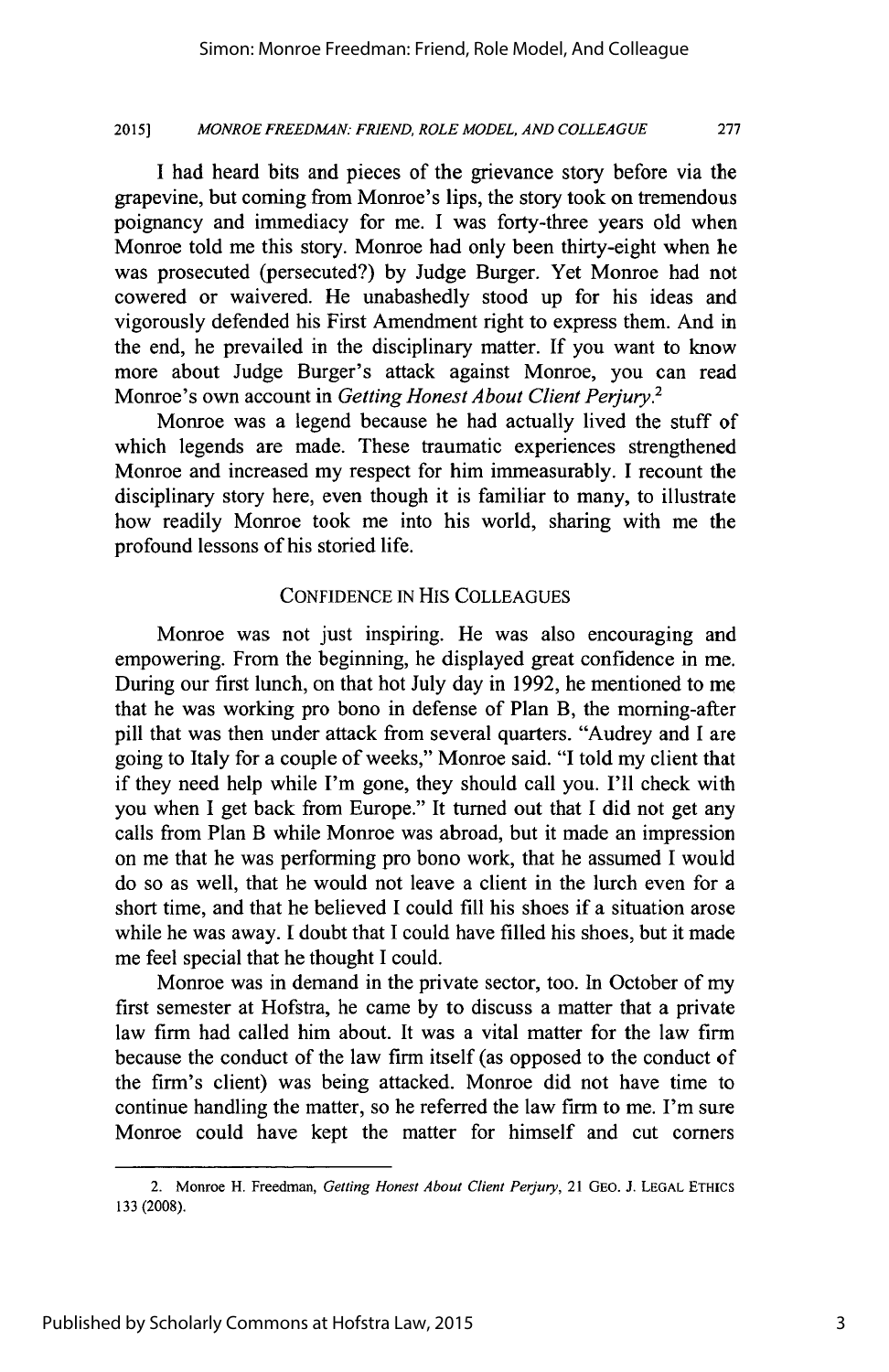I had heard bits and pieces of the grievance story before via the grapevine, but coming from Monroe's lips, the story took on tremendous poignancy and immediacy for me. I was forty-three years old when Monroe told me this story. Monroe had only been thirty-eight when he was prosecuted (persecuted?) by Judge Burger. Yet Monroe had not cowered or waivered. He unabashedly stood up for his ideas and vigorously defended his First Amendment right to express them. And in the end, he prevailed in the disciplinary matter. If you want to know more about Judge Burger's attack against Monroe, you can read Monroe's own account in *Getting Honest About Client Perjury*.[2]

Monroe was a legend because he had actually lived the stuff of which legends are made. These traumatic experiences strengthened Monroe and increased my respect for him immeasurably. I recount the disciplinary story here, even though it is familiar to many, to illustrate how readily Monroe took me into his world, sharing with me the profound lessons of his storied life.

## CONFIDENCE IN HIS COLLEAGUES

Monroe was not just inspiring. He was also encouraging and empowering. From the beginning, he displayed great confidence in me. During our first lunch, on that hot July day in 1992, he mentioned to me that he was working pro bono in defense of Plan B, the morning-after pill that was then under attack from several quarters. "Audrey and I are going to Italy for a couple of weeks," Monroe said. "I told my client that if they need help while I'm gone, they should call you. I'll check with you when I get back from Europe." It turned out that I did not get any calls from Plan B while Monroe was abroad, but it made an impression on me that he was performing pro bono work, that he assumed I would do so as well, that he would not leave a client in the lurch even for a short time, and that he believed I could fill his shoes if a situation arose while he was away. I doubt that I could have filled his shoes, but it made me feel special that he thought I could.

Monroe was in demand in the private sector, too. In October of my first semester at Hofstra, he came by to discuss a matter that a private law firm had called him about. It was a vital matter for the law firm because the conduct of the law firm itself (as opposed to the conduct of the firm's client) was being attacked. Monroe did not have time to continue handling the matter, so he referred the law firm to me. I'm sure Monroe could have kept the matter for himself and cut corners

---

2. Monroe H. Freedman, *Getting Honest About Client Perjury*, 21 GEO. J. LEGAL ETHICS 133 (2008).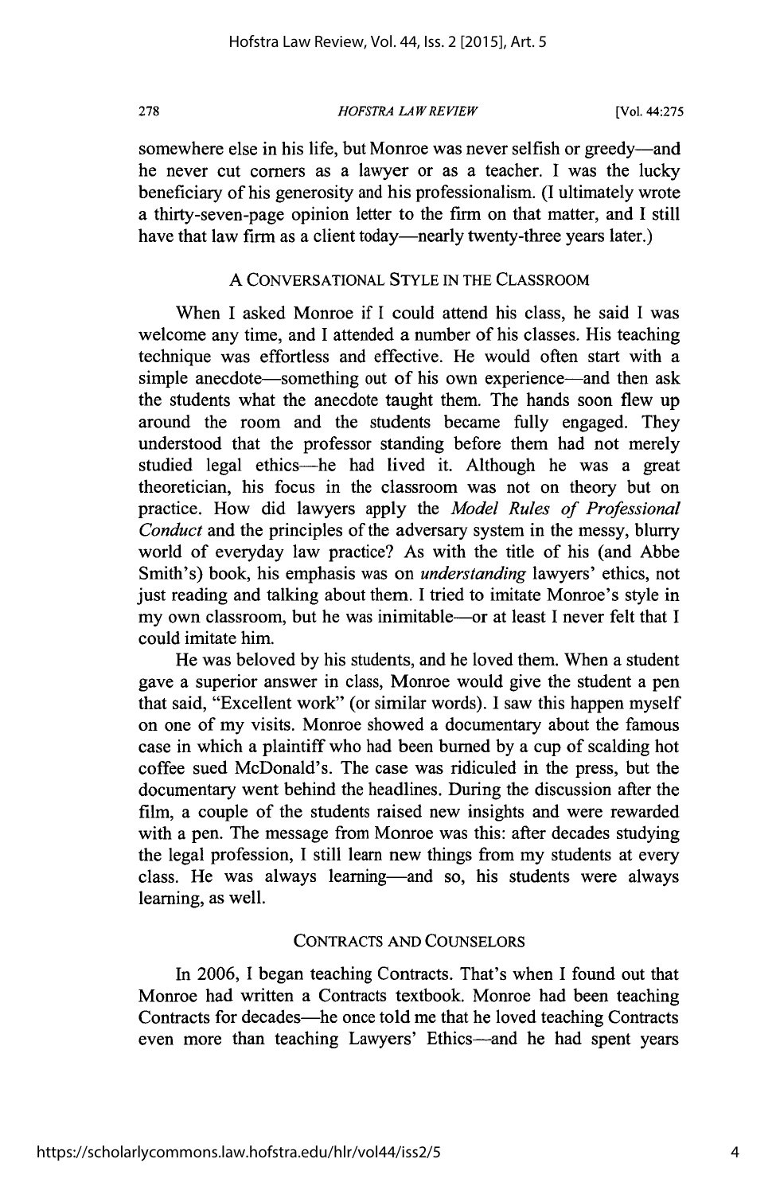somewhere else in his life, but Monroe was never selfish or greedy—and he never cut corners as a lawyer or as a teacher. I was the lucky beneficiary of his generosity and his professionalism. (I ultimately wrote a thirty-seven-page opinion letter to the firm on that matter, and I still have that law firm as a client today—nearly twenty-three years later.)

### A CONVERSATIONAL STYLE IN THE CLASSROOM

When I asked Monroe if I could attend his class, he said I was welcome any time, and I attended a number of his classes. His teaching technique was effortless and effective. He would often start with a simple anecdote—something out of his own experience—and then ask the students what the anecdote taught them. The hands soon flew up around the room and the students became fully engaged. They understood that the professor standing before them had not merely studied legal ethics—he had lived it. Although he was a great theoretician, his focus in the classroom was not on theory but on practice. How did lawyers apply the *Model Rules of Professional Conduct* and the principles of the adversary system in the messy, blurry world of everyday law practice? As with the title of his (and Abbe Smith's) book, his emphasis was on *understanding* lawyers' ethics, not just reading and talking about them. I tried to imitate Monroe's style in my own classroom, but he was inimitable—or at least I never felt that I could imitate him.

He was beloved by his students, and he loved them. When a student gave a superior answer in class, Monroe would give the student a pen that said, "Excellent work" (or similar words). I saw this happen myself on one of my visits. Monroe showed a documentary about the famous case in which a plaintiff who had been burned by a cup of scalding hot coffee sued McDonald's. The case was ridiculed in the press, but the documentary went behind the headlines. During the discussion after the film, a couple of the students raised new insights and were rewarded with a pen. The message from Monroe was this: after decades studying the legal profession, I still learn new things from my students at every class. He was always learning—and so, his students were always learning, as well.

### CONTRACTS AND COUNSELORS

In 2006, I began teaching Contracts. That's when I found out that Monroe had written a Contracts textbook. Monroe had been teaching Contracts for decades—he once told me that he loved teaching Contracts even more than teaching Lawyers' Ethics—and he had spent years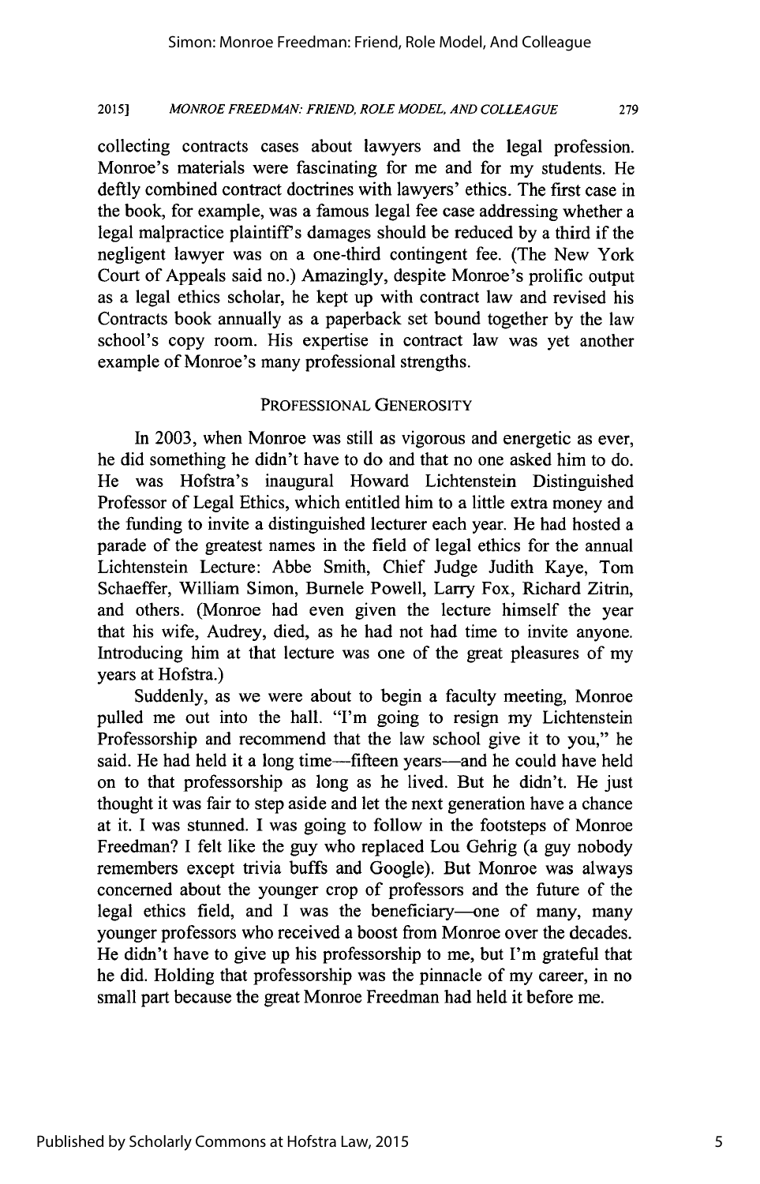collecting contracts cases about lawyers and the legal profession. Monroe's materials were fascinating for me and for my students. He deftly combined contract doctrines with lawyers' ethics. The first case in the book, for example, was a famous legal fee case addressing whether a legal malpractice plaintiff's damages should be reduced by a third if the negligent lawyer was on a one-third contingent fee. (The New York Court of Appeals said no.) Amazingly, despite Monroe's prolific output as a legal ethics scholar, he kept up with contract law and revised his Contracts book annually as a paperback set bound together by the law school's copy room. His expertise in contract law was yet another example of Monroe's many professional strengths.

## PROFESSIONAL GENEROSITY

In 2003, when Monroe was still as vigorous and energetic as ever, he did something he didn't have to do and that no one asked him to do. He was Hofstra's inaugural Howard Lichtenstein Distinguished Professor of Legal Ethics, which entitled him to a little extra money and the funding to invite a distinguished lecturer each year. He had hosted a parade of the greatest names in the field of legal ethics for the annual Lichtenstein Lecture: Abbe Smith, Chief Judge Judith Kaye, Tom Schaeffer, William Simon, Burnele Powell, Larry Fox, Richard Zitrin, and others. (Monroe had even given the lecture himself the year that his wife, Audrey, died, as he had not had time to invite anyone. Introducing him at that lecture was one of the great pleasures of my years at Hofstra.)

Suddenly, as we were about to begin a faculty meeting, Monroe pulled me out into the hall. "I'm going to resign my Lichtenstein Professorship and recommend that the law school give it to you," he said. He had held it a long time—fifteen years—and he could have held on to that professorship as long as he lived. But he didn't. He just thought it was fair to step aside and let the next generation have a chance at it. I was stunned. I was going to follow in the footsteps of Monroe Freedman? I felt like the guy who replaced Lou Gehrig (a guy nobody remembers except trivia buffs and Google). But Monroe was always concerned about the younger crop of professors and the future of the legal ethics field, and I was the beneficiary—one of many, many younger professors who received a boost from Monroe over the decades. He didn't have to give up his professorship to me, but I'm grateful that he did. Holding that professorship was the pinnacle of my career, in no small part because the great Monroe Freedman had held it before me.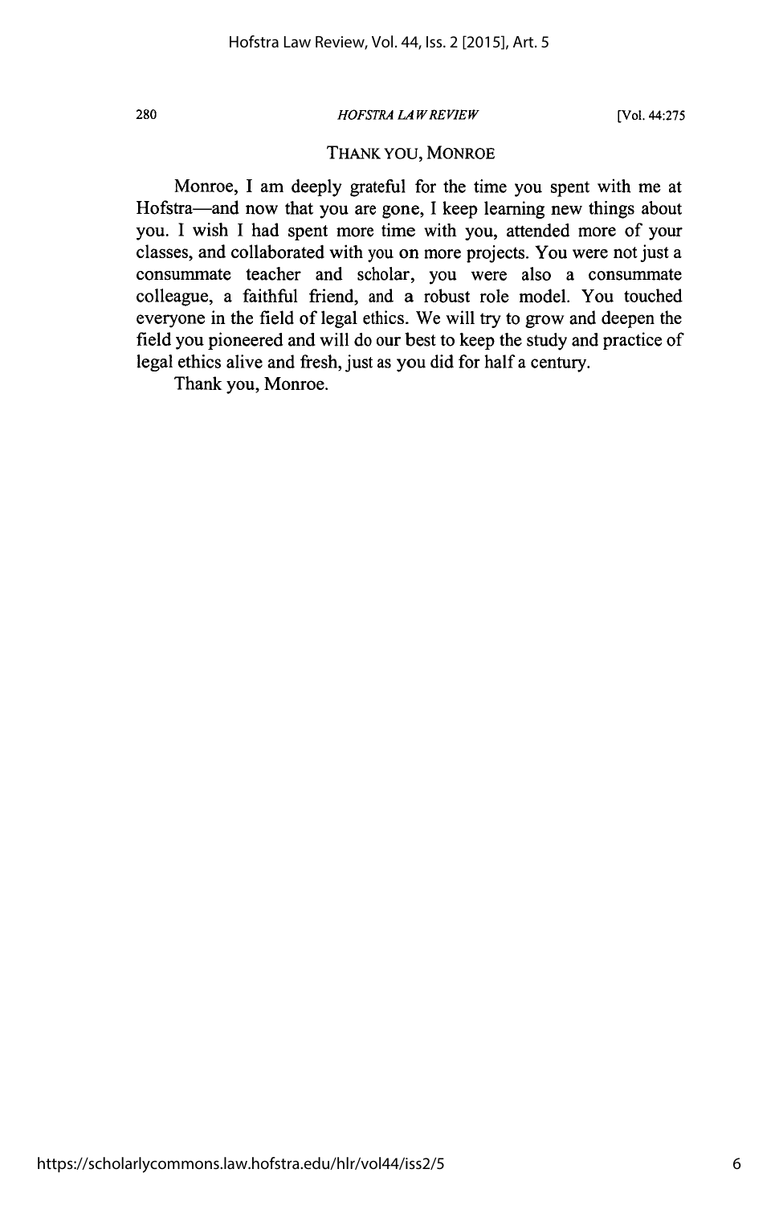## THANK YOU, MONROE

Monroe, I am deeply grateful for the time you spent with me at Hofstra—and now that you are gone, I keep learning new things about you. I wish I had spent more time with you, attended more of your classes, and collaborated with you on more projects. You were not just a consummate teacher and scholar, you were also a consummate colleague, a faithful friend, and a robust role model. You touched everyone in the field of legal ethics. We will try to grow and deepen the field you pioneered and will do our best to keep the study and practice of legal ethics alive and fresh, just as you did for half a century.

Thank you, Monroe.